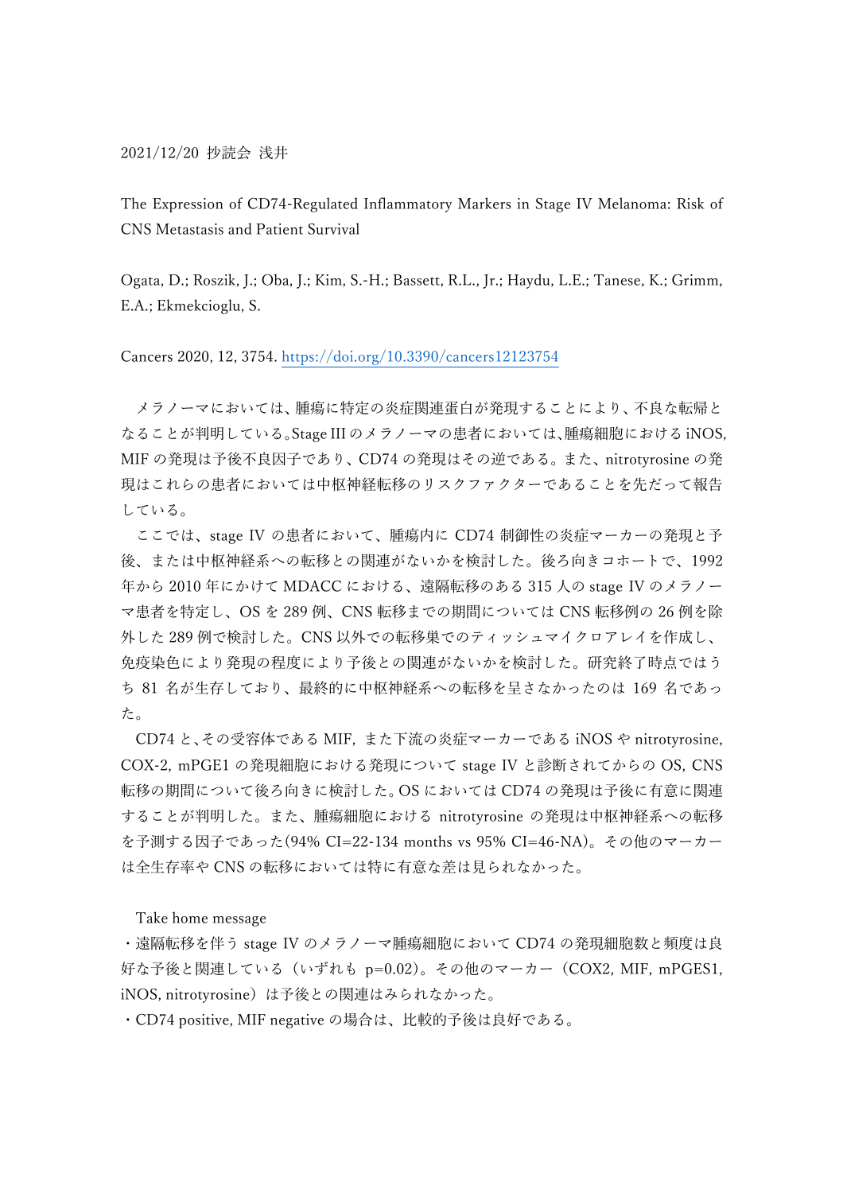2021/12/20 抄読会 浅井

The Expression of CD74-Regulated Inflammatory Markers in Stage IV Melanoma: Risk of CNS Metastasis and Patient Survival

Ogata, D.; Roszik, J.; Oba, J.; Kim, S.-H.; Bassett, R.L., Jr.; Haydu, L.E.; Tanese, K.; Grimm, E.A.; Ekmekcioglu, S.

Cancers 2020, 12, 3754. https://doi.org/10.3390/cancers12123754

メラノーマにおいては、腫瘍に特定の炎症関連蛋白が発現することにより、不良な転帰となることが判明している。Stage III のメラノーマの患者においては、腫瘍細胞における iNOS, MIF の発現は予後不良因子であり、CD74 の発現はその逆である。また、nitrotyrosine の発現はこれらの患者においては中枢神経転移のリスクファクターであることを先だって報告している。

ここでは、stage IV の患者において、腫瘍内に CD74 制御性の炎症マーカーの発現と予後、または中枢神経系への転移との関連がないかを検討した。後ろ向きコホートで、1992 年から 2010 年にかけて MDACC における、遠隔転移のある 315 人の stage IV のメラノーマ患者を特定し、OS を 289 例、CNS 転移までの期間については CNS 転移例の 26 例を除外した 289 例で検討した。CNS 以外での転移巣でのティッシュマイクロアレイを作成し、免疫染色により発現の程度により予後との関連がないかを検討した。研究終了時点ではうち 81 名が生存しており、最終的に中枢神経系への転移を呈さなかったのは 169 名であった。

CD74 と、その受容体である MIF, また下流の炎症マーカーである iNOS や nitrotyrosine, COX-2, mPGE1 の発現細胞における発現について stage IV と診断されてからの OS, CNS 転移の期間について後ろ向きに検討した。OS においては CD74 の発現は予後に有意に関連することが判明した。また、腫瘍細胞における nitrotyrosine の発現は中枢神経系への転移を予測する因子であった(94% CI=22-134 months vs 95% CI=46-NA)。その他のマーカーは全生存率や CNS の転移においては特に有意な差は見られなかった。

Take home message

・遠隔転移を伴う stage IV のメラノーマ腫瘍細胞において CD74 の発現細胞数と頻度は良好な予後と関連している（いずれも $p=0.02$）。その他のマーカー（COX2, MIF, mPGES1, iNOS, nitrotyrosine）は予後との関連はみられなかった。

・CD74 positive, MIF negative の場合は、比較的予後は良好である。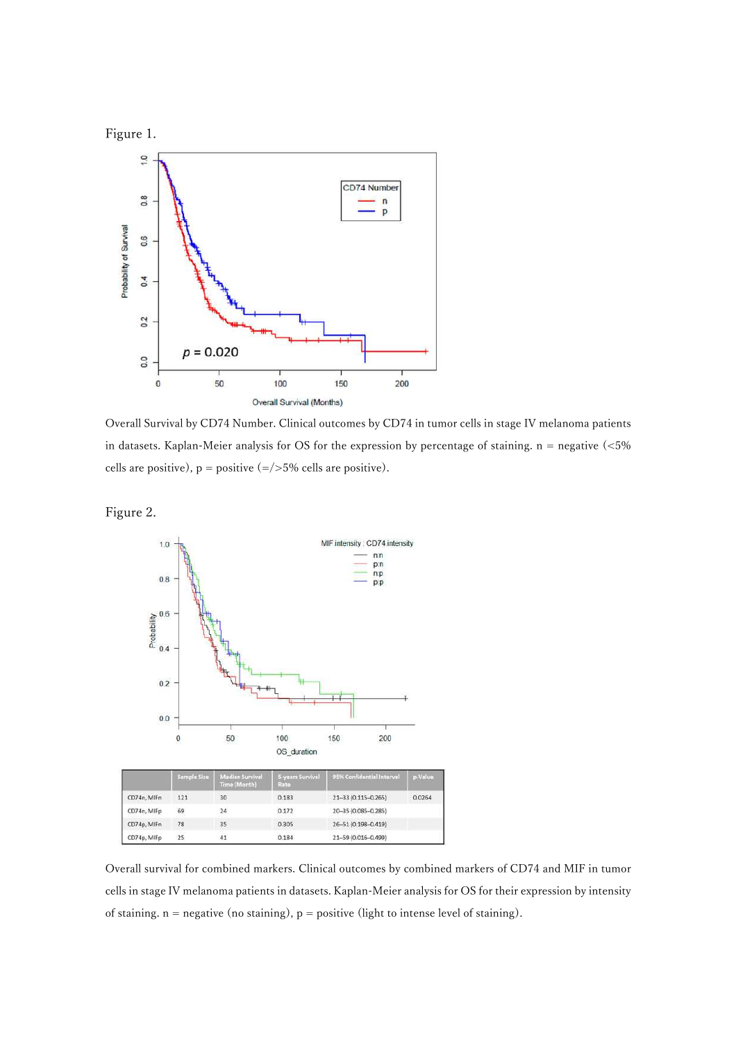Figure 1.

Overall Survival by CD74 Number. Clinical outcomes by CD74 in tumor cells in stage IV melanoma patients in datasets. Kaplan-Meier analysis for OS for the expression by percentage of staining. n = negative (<5% cells are positive), p = positive (=/>5% cells are positive).

Figure 2.

| | Sample Size | Median Survival Time (Month) | 5-years Survival Rate | 95% Confidential Interval | p-Value |
|---|---|---|---|---|---|
| CD74n, MIFn | 121 | 30 | 0.183 | 21–33 (0.115–0.265) | 0.0264 |
| CD74n, MIFp | 69 | 24 | 0.172 | 20–35 (0.085–0.285) | |
| CD74p, MIFn | 78 | 35 | 0.305 | 26–51 (0.198–0.419) | |
| CD74p, MIFp | 25 | 41 | 0.184 | 21–59 (0.016–0.499) | |

Overall survival for combined markers. Clinical outcomes by combined markers of CD74 and MIF in tumor cells in stage IV melanoma patients in datasets. Kaplan-Meier analysis for OS for their expression by intensity of staining. n = negative (no staining), p = positive (light to intense level of staining).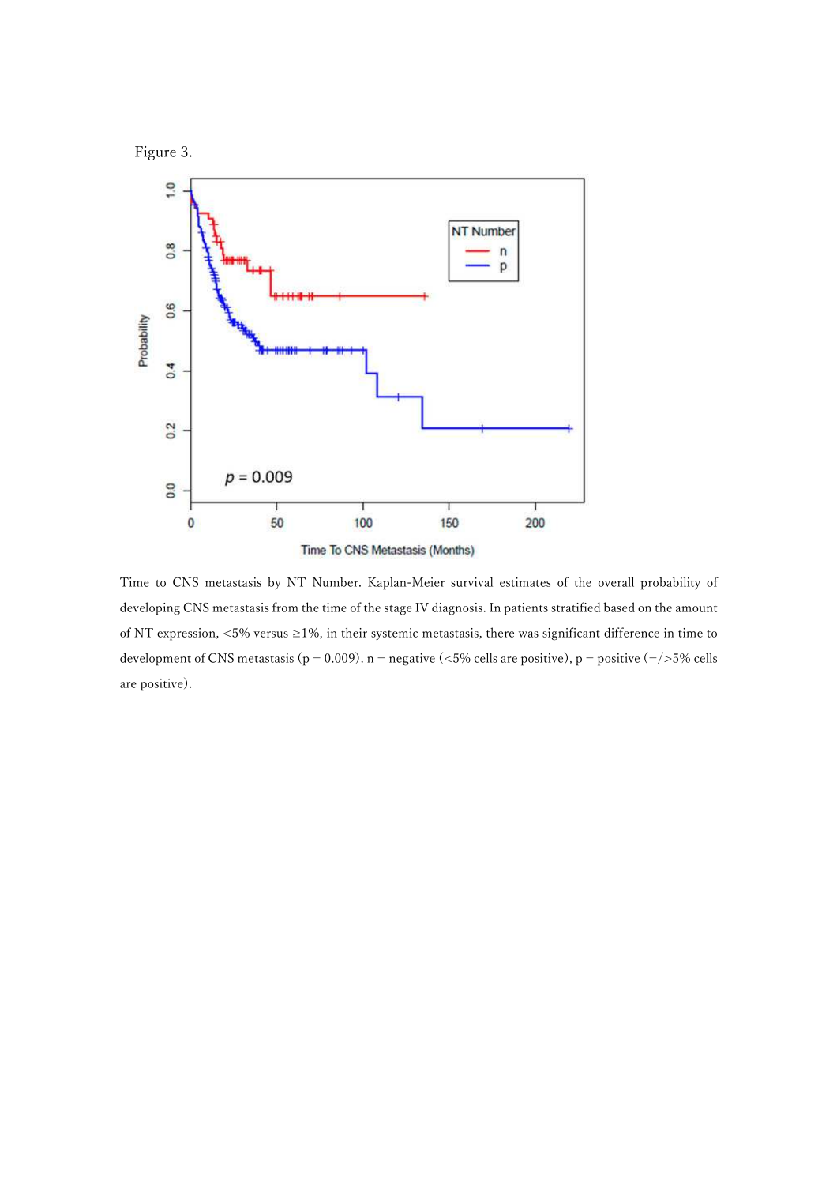Figure 3.

Time to CNS metastasis by NT Number. Kaplan-Meier survival estimates of the overall probability of developing CNS metastasis from the time of the stage IV diagnosis. In patients stratified based on the amount of NT expression, <5% versus ≥1%, in their systemic metastasis, there was significant difference in time to development of CNS metastasis ($p = 0.009$). n = negative (<5% cells are positive), p = positive (=/>5% cells are positive).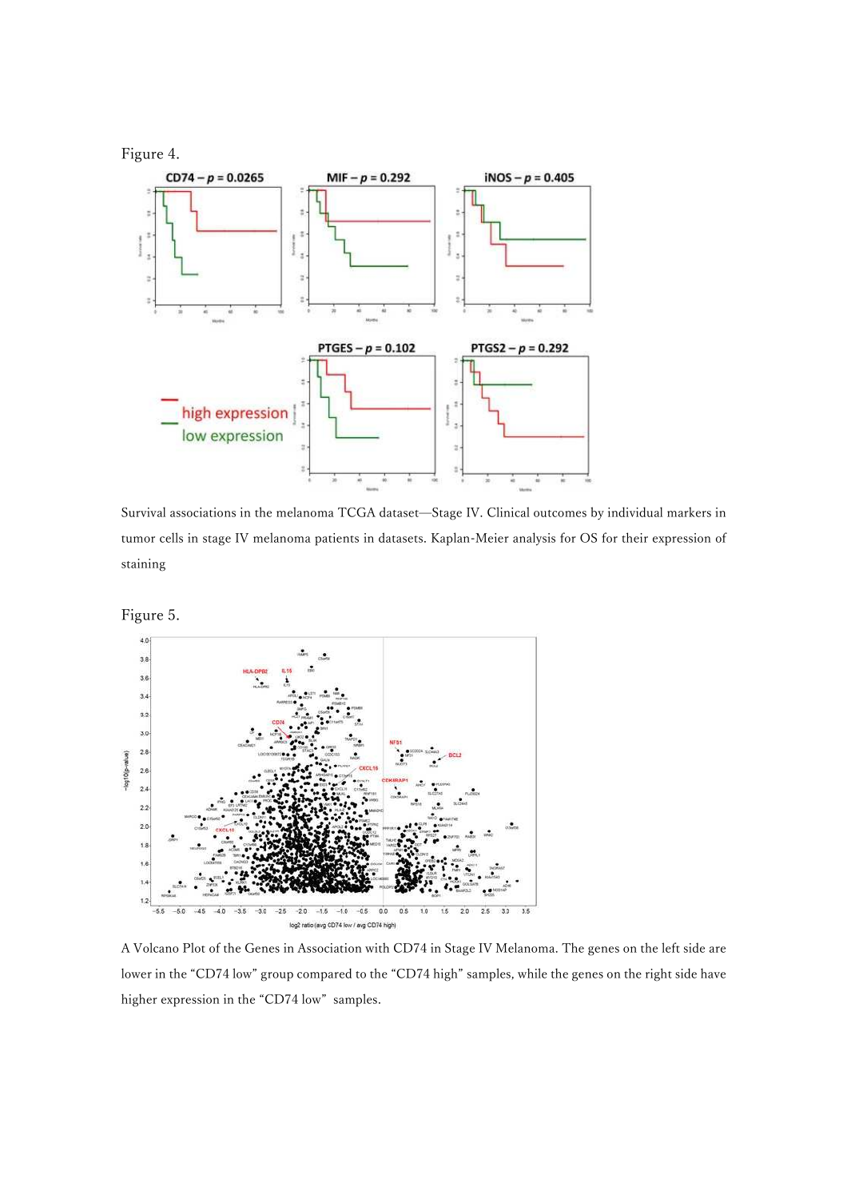Figure 4.

Survival associations in the melanoma TCGA dataset—Stage IV. Clinical outcomes by individual markers in tumor cells in stage IV melanoma patients in datasets. Kaplan-Meier analysis for OS for their expression of staining

Figure 5.

A Volcano Plot of the Genes in Association with CD74 in Stage IV Melanoma. The genes on the left side are lower in the "CD74 low" group compared to the "CD74 high" samples, while the genes on the right side have higher expression in the "CD74 low" samples.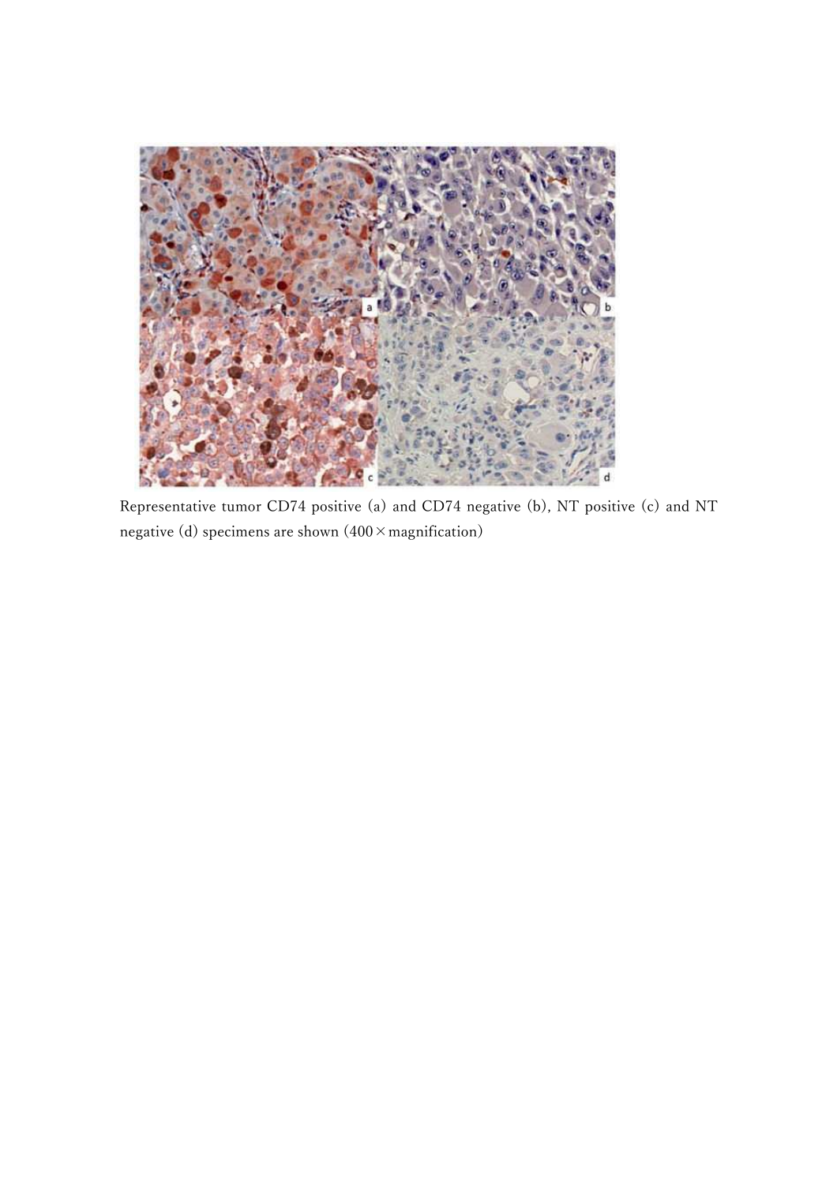Representative tumor CD74 positive (a) and CD74 negative (b), NT positive (c) and NT negative (d) specimens are shown (400×magnification)